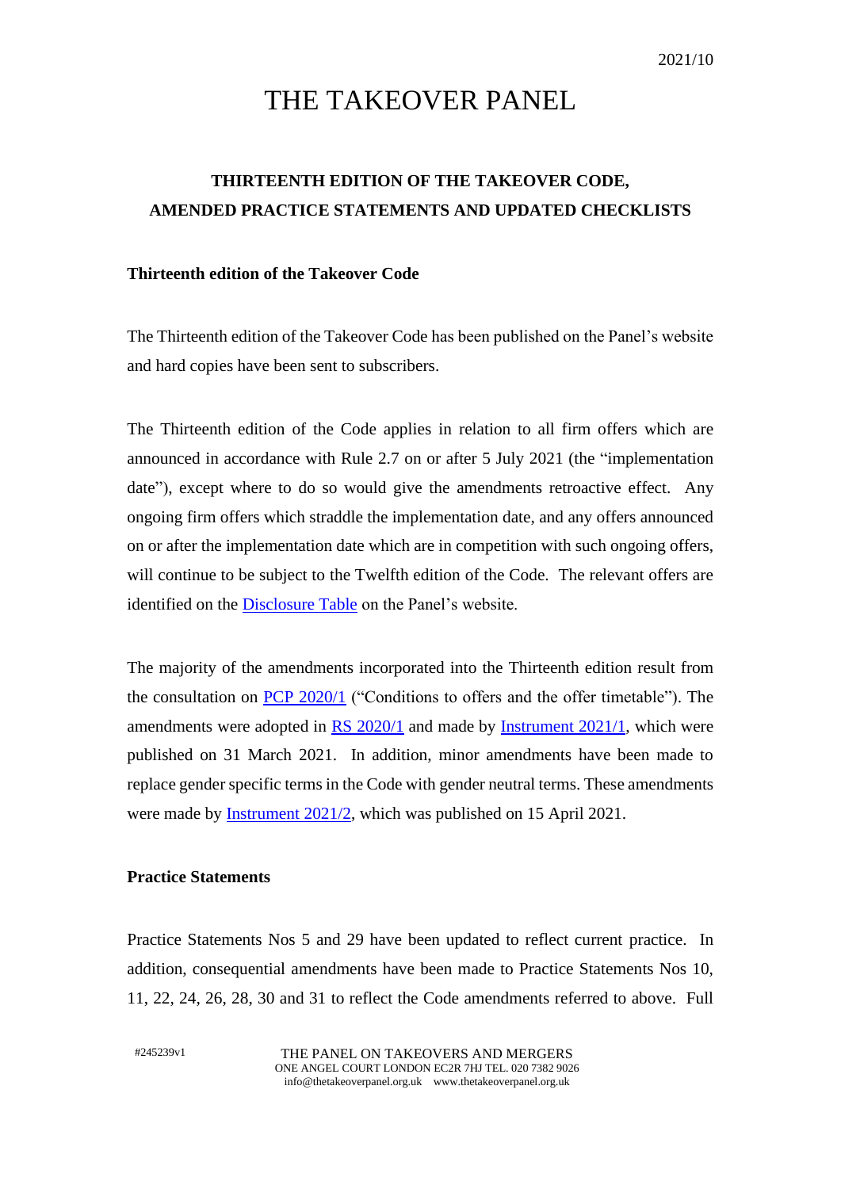2021/10

# THE TAKEOVER PANEL

## THIRTEENTH EDITION OF THE TAKEOVER CODE, AMENDED PRACTICE STATEMENTS AND UPDATED CHECKLISTS

### Thirteenth edition of the Takeover Code

The Thirteenth edition of the Takeover Code has been published on the Panel's website and hard copies have been sent to subscribers.

The Thirteenth edition of the Code applies in relation to all firm offers which are announced in accordance with Rule 2.7 on or after 5 July 2021 (the "implementation date"), except where to do so would give the amendments retroactive effect. Any ongoing firm offers which straddle the implementation date, and any offers announced on or after the implementation date which are in competition with such ongoing offers, will continue to be subject to the Twelfth edition of the Code. The relevant offers are identified on the Disclosure Table on the Panel's website.

The majority of the amendments incorporated into the Thirteenth edition result from the consultation on PCP 2020/1 ("Conditions to offers and the offer timetable"). The amendments were adopted in RS 2020/1 and made by Instrument 2021/1, which were published on 31 March 2021. In addition, minor amendments have been made to replace gender specific terms in the Code with gender neutral terms. These amendments were made by Instrument 2021/2, which was published on 15 April 2021.

### Practice Statements

Practice Statements Nos 5 and 29 have been updated to reflect current practice. In addition, consequential amendments have been made to Practice Statements Nos 10, 11, 22, 24, 26, 28, 30 and 31 to reflect the Code amendments referred to above. Full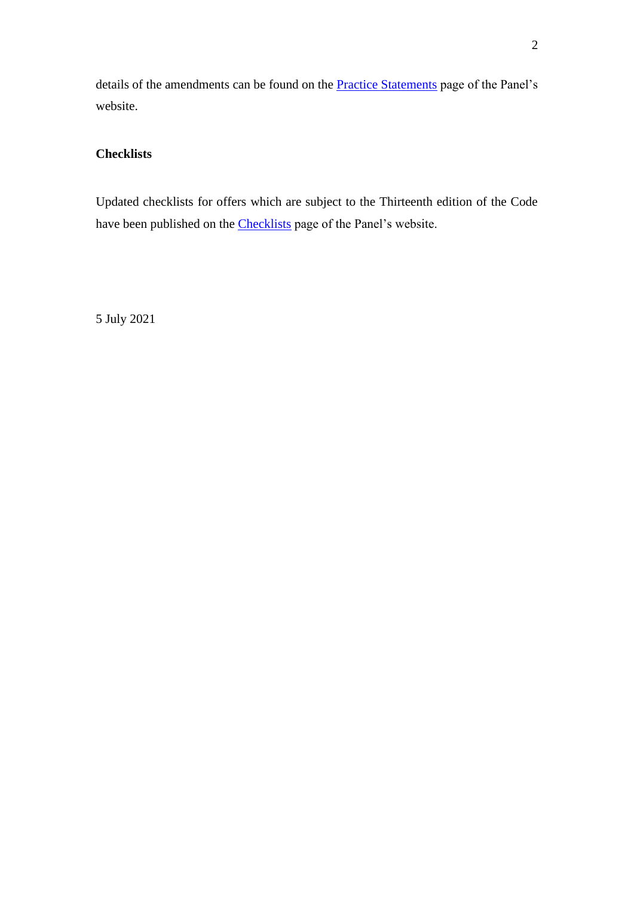details of the amendments can be found on the Practice Statements page of the Panel's website.

**Checklists**

Updated checklists for offers which are subject to the Thirteenth edition of the Code have been published on the Checklists page of the Panel's website.

5 July 2021